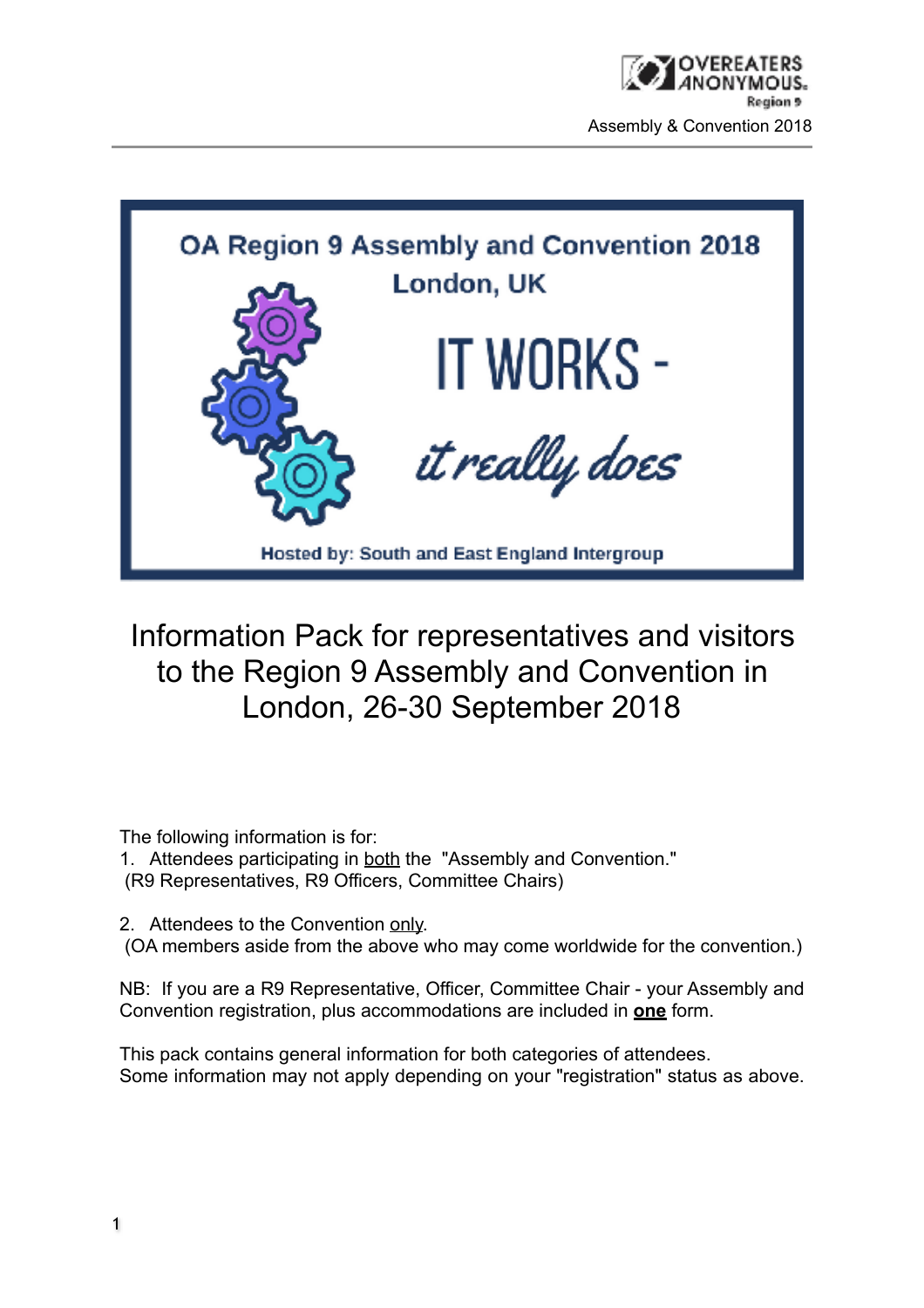# OA Region 9 Assembly and Convention 2018

## London, UK

# IT WORKS - *it really does*

Hosted by: South and East England Intergroup

# Information Pack for representatives and visitors to the Region 9 Assembly and Convention in London, 26-30 September 2018

The following information is for:

1. Attendees participating in both the "Assembly and Convention."
   (R9 Representatives, R9 Officers, Committee Chairs)

2. Attendees to the Convention only.
   (OA members aside from the above who may come worldwide for the convention.)

NB: If you are a R9 Representative, Officer, Committee Chair - your Assembly and Convention registration, plus accommodations are included in **one** form.

This pack contains general information for both categories of attendees.
Some information may not apply depending on your "registration" status as above.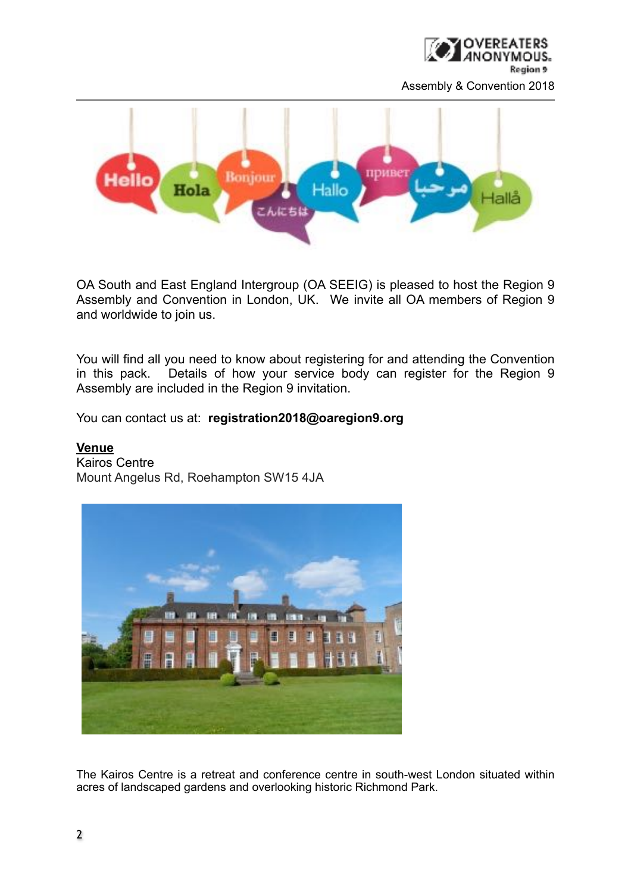OA South and East England Intergroup (OA SEEIG) is pleased to host the Region 9 Assembly and Convention in London, UK. We invite all OA members of Region 9 and worldwide to join us.

You will find all you need to know about registering for and attending the Convention in this pack. Details of how your service body can register for the Region 9 Assembly are included in the Region 9 invitation.

You can contact us at: **registration2018@oaregion9.org**

**Venue**

Kairos Centre
Mount Angelus Rd, Roehampton SW15 4JA

The Kairos Centre is a retreat and conference centre in south-west London situated within acres of landscaped gardens and overlooking historic Richmond Park.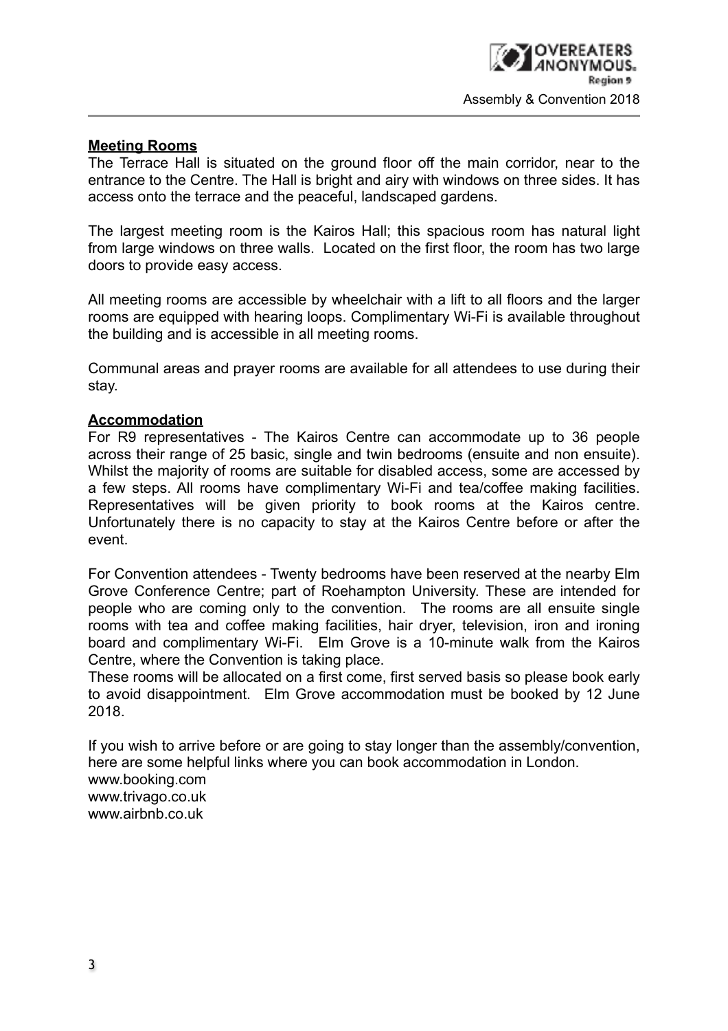**Meeting Rooms**

The Terrace Hall is situated on the ground floor off the main corridor, near to the entrance to the Centre. The Hall is bright and airy with windows on three sides. It has access onto the terrace and the peaceful, landscaped gardens.

The largest meeting room is the Kairos Hall; this spacious room has natural light from large windows on three walls. Located on the first floor, the room has two large doors to provide easy access.

All meeting rooms are accessible by wheelchair with a lift to all floors and the larger rooms are equipped with hearing loops. Complimentary Wi-Fi is available throughout the building and is accessible in all meeting rooms.

Communal areas and prayer rooms are available for all attendees to use during their stay.

**Accommodation**

For R9 representatives - The Kairos Centre can accommodate up to 36 people across their range of 25 basic, single and twin bedrooms (ensuite and non ensuite). Whilst the majority of rooms are suitable for disabled access, some are accessed by a few steps. All rooms have complimentary Wi-Fi and tea/coffee making facilities. Representatives will be given priority to book rooms at the Kairos centre. Unfortunately there is no capacity to stay at the Kairos Centre before or after the event.

For Convention attendees - Twenty bedrooms have been reserved at the nearby Elm Grove Conference Centre; part of Roehampton University. These are intended for people who are coming only to the convention. The rooms are all ensuite single rooms with tea and coffee making facilities, hair dryer, television, iron and ironing board and complimentary Wi-Fi. Elm Grove is a 10-minute walk from the Kairos Centre, where the Convention is taking place.
These rooms will be allocated on a first come, first served basis so please book early to avoid disappointment. Elm Grove accommodation must be booked by 12 June 2018.

If you wish to arrive before or are going to stay longer than the assembly/convention, here are some helpful links where you can book accommodation in London.
www.booking.com
www.trivago.co.uk
www.airbnb.co.uk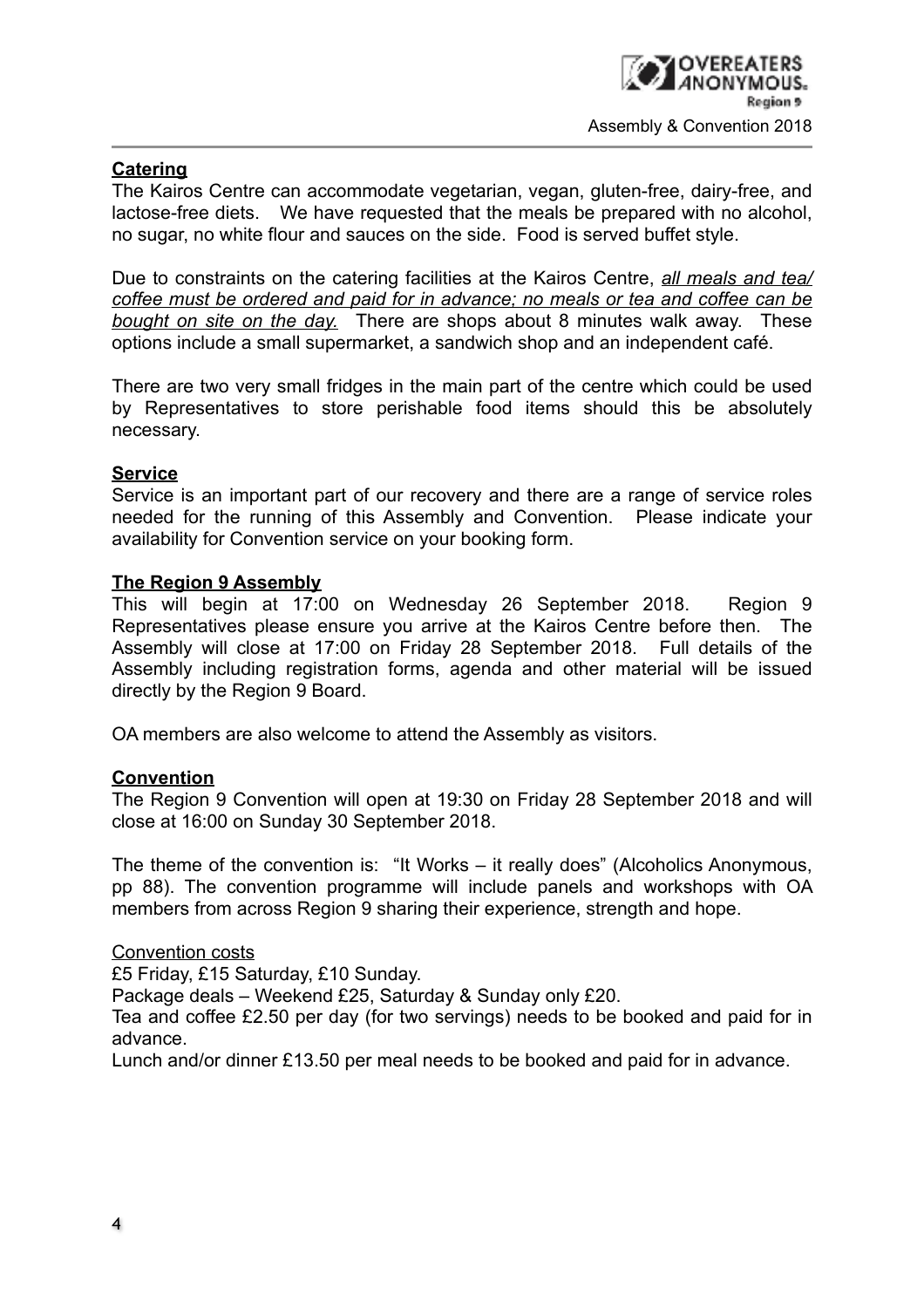## **Catering**

The Kairos Centre can accommodate vegetarian, vegan, gluten-free, dairy-free, and lactose-free diets. We have requested that the meals be prepared with no alcohol, no sugar, no white flour and sauces on the side. Food is served buffet style.

Due to constraints on the catering facilities at the Kairos Centre, *all meals and tea/coffee must be ordered and paid for in advance; no meals or tea and coffee can be bought on site on the day.* There are shops about 8 minutes walk away. These options include a small supermarket, a sandwich shop and an independent café.

There are two very small fridges in the main part of the centre which could be used by Representatives to store perishable food items should this be absolutely necessary.

## **Service**

Service is an important part of our recovery and there are a range of service roles needed for the running of this Assembly and Convention. Please indicate your availability for Convention service on your booking form.

## **The Region 9 Assembly**

This will begin at 17:00 on Wednesday 26 September 2018. Region 9 Representatives please ensure you arrive at the Kairos Centre before then. The Assembly will close at 17:00 on Friday 28 September 2018. Full details of the Assembly including registration forms, agenda and other material will be issued directly by the Region 9 Board.

OA members are also welcome to attend the Assembly as visitors.

## **Convention**

The Region 9 Convention will open at 19:30 on Friday 28 September 2018 and will close at 16:00 on Sunday 30 September 2018.

The theme of the convention is: "It Works – it really does" (Alcoholics Anonymous, pp 88). The convention programme will include panels and workshops with OA members from across Region 9 sharing their experience, strength and hope.

### Convention costs

£5 Friday, £15 Saturday, £10 Sunday.

Package deals – Weekend £25, Saturday & Sunday only £20.

Tea and coffee £2.50 per day (for two servings) needs to be booked and paid for in advance.

Lunch and/or dinner £13.50 per meal needs to be booked and paid for in advance.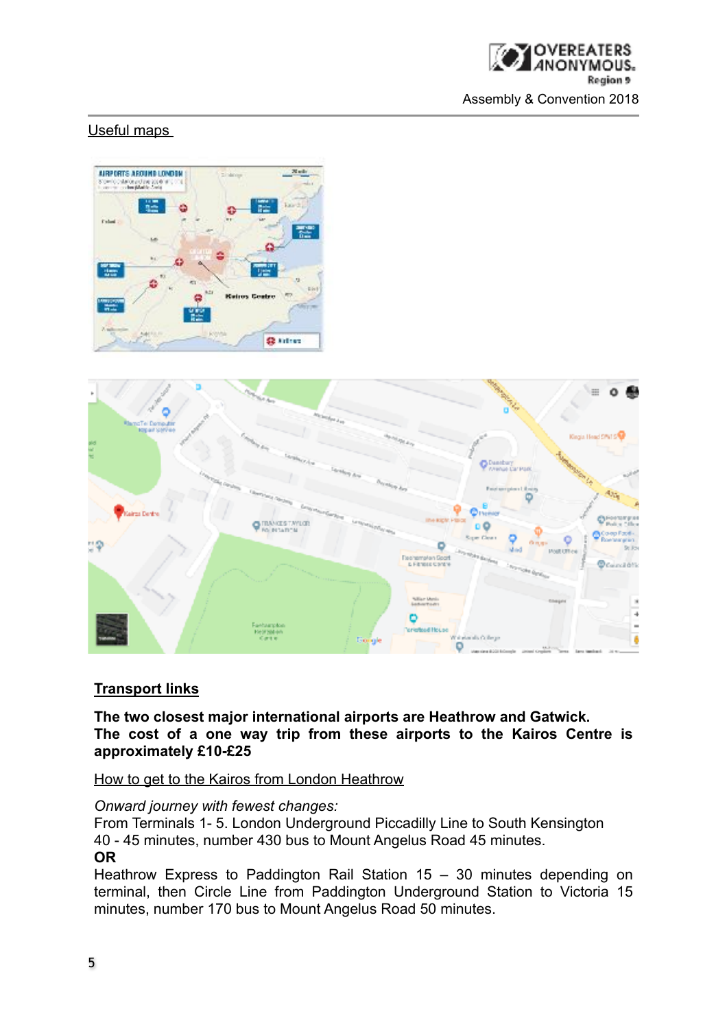Useful maps

**Transport links**

**The two closest major international airports are Heathrow and Gatwick. The cost of a one way trip from these airports to the Kairos Centre is approximately £10-£25**

How to get to the Kairos from London Heathrow

*Onward journey with fewest changes:*
From Terminals 1- 5. London Underground Piccadilly Line to South Kensington 40 - 45 minutes, number 430 bus to Mount Angelus Road 45 minutes.
**OR**
Heathrow Express to Paddington Rail Station 15 – 30 minutes depending on terminal, then Circle Line from Paddington Underground Station to Victoria 15 minutes, number 170 bus to Mount Angelus Road 50 minutes.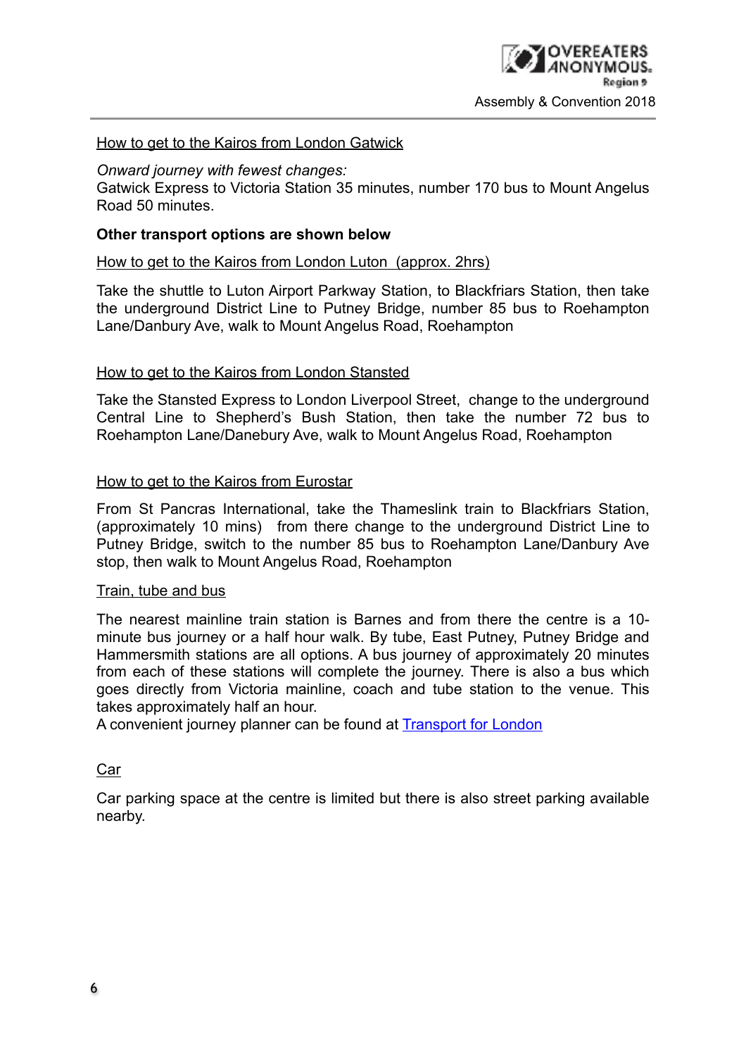### How to get to the Kairos from London Gatwick

*Onward journey with fewest changes:*
Gatwick Express to Victoria Station 35 minutes, number 170 bus to Mount Angelus Road 50 minutes.

**Other transport options are shown below**

### How to get to the Kairos from London Luton (approx. 2hrs)

Take the shuttle to Luton Airport Parkway Station, to Blackfriars Station, then take the underground District Line to Putney Bridge, number 85 bus to Roehampton Lane/Danbury Ave, walk to Mount Angelus Road, Roehampton

### How to get to the Kairos from London Stansted

Take the Stansted Express to London Liverpool Street, change to the underground Central Line to Shepherd's Bush Station, then take the number 72 bus to Roehampton Lane/Danebury Ave, walk to Mount Angelus Road, Roehampton

### How to get to the Kairos from Eurostar

From St Pancras International, take the Thameslink train to Blackfriars Station, (approximately 10 mins) from there change to the underground District Line to Putney Bridge, switch to the number 85 bus to Roehampton Lane/Danbury Ave stop, then walk to Mount Angelus Road, Roehampton

### Train, tube and bus

The nearest mainline train station is Barnes and from there the centre is a 10-minute bus journey or a half hour walk. By tube, East Putney, Putney Bridge and Hammersmith stations are all options. A bus journey of approximately 20 minutes from each of these stations will complete the journey. There is also a bus which goes directly from Victoria mainline, coach and tube station to the venue. This takes approximately half an hour.
A convenient journey planner can be found at [Transport for London]

### Car

Car parking space at the centre is limited but there is also street parking available nearby.